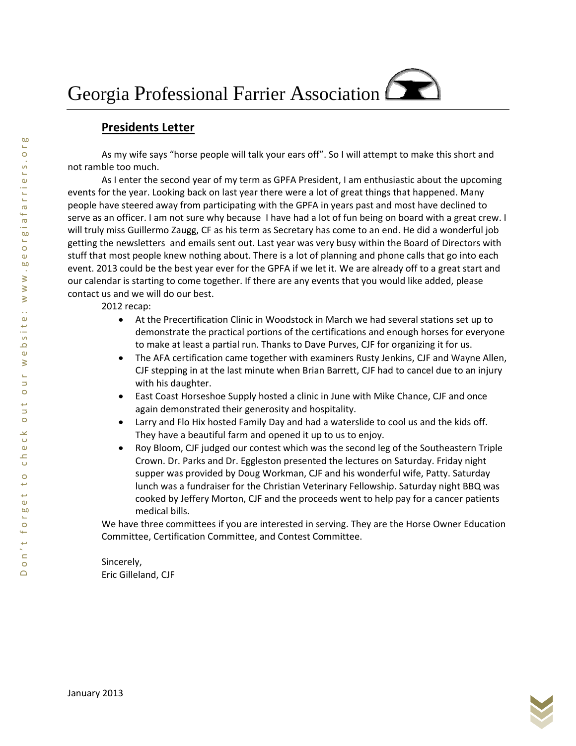# Georgia Professional Farrier Association

## Presidents Letter

As my wife says "horse people will talk your ears off". So I will attempt to make this short and not ramble too much.

As I enter the second year of my term as GPFA President, I am enthusiastic about the upcoming events for the year. Looking back on last year there were a lot of great things that happened. Many people have steered away from participating with the GPFA in years past and most have declined to serve as an officer. I am not sure why because I have had a lot of fun being on board with a great crew. I will truly miss Guillermo Zaugg, CF as his term as Secretary has come to an end. He did a wonderful job getting the newsletters and emails sent out. Last year was very busy within the Board of Directors with stuff that most people knew nothing about. There is a lot of planning and phone calls that go into each event. 2013 could be the best year ever for the GPFA if we let it. We are already off to a great start and our calendar is starting to come together. If there are any events that you would like added, please contact us and we will do our best.

2012 recap:

- At the Precertification Clinic in Woodstock in March we had several stations set up to demonstrate the practical portions of the certifications and enough horses for everyone to make at least a partial run. Thanks to Dave Purves, CJF for organizing it for us.
- The AFA certification came together with examiners Rusty Jenkins, CJF and Wayne Allen, CJF stepping in at the last minute when Brian Barrett, CJF had to cancel due to an injury with his daughter.
- East Coast Horseshoe Supply hosted a clinic in June with Mike Chance, CJF and once again demonstrated their generosity and hospitality.
- Larry and Flo Hix hosted Family Day and had a waterslide to cool us and the kids off. They have a beautiful farm and opened it up to us to enjoy.
- Roy Bloom, CJF judged our contest which was the second leg of the Southeastern Triple Crown. Dr. Parks and Dr. Eggleston presented the lectures on Saturday. Friday night supper was provided by Doug Workman, CJF and his wonderful wife, Patty. Saturday lunch was a fundraiser for the Christian Veterinary Fellowship. Saturday night BBQ was cooked by Jeffery Morton, CJF and the proceeds went to help pay for a cancer patients medical bills.

We have three committees if you are interested in serving. They are the Horse Owner Education Committee, Certification Committee, and Contest Committee.

Sincerely,
Eric Gilleland, CJF

Don't forget to check out our website: www.georgiafarriers.org

January 2013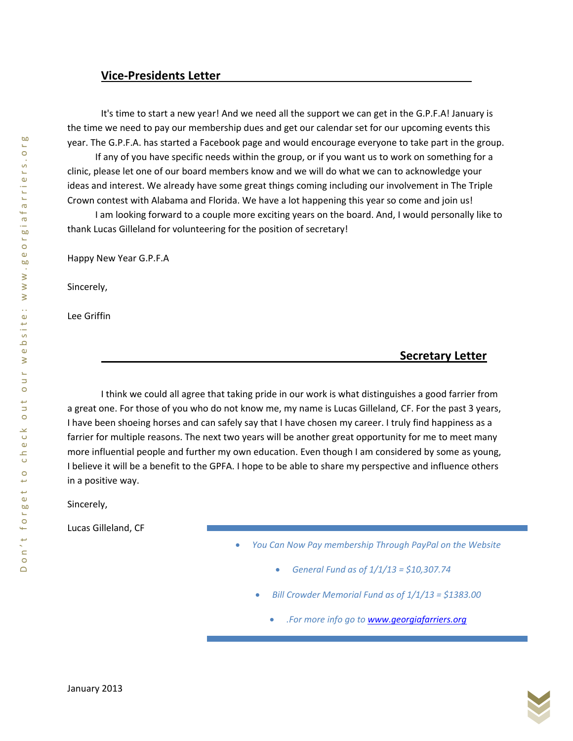## Vice-Presidents Letter

It's time to start a new year! And we need all the support we can get in the G.P.F.A! January is the time we need to pay our membership dues and get our calendar set for our upcoming events this year. The G.P.F.A. has started a Facebook page and would encourage everyone to take part in the group.

If any of you have specific needs within the group, or if you want us to work on something for a clinic, please let one of our board members know and we will do what we can to acknowledge your ideas and interest. We already have some great things coming including our involvement in The Triple Crown contest with Alabama and Florida. We have a lot happening this year so come and join us!

I am looking forward to a couple more exciting years on the board. And, I would personally like to thank Lucas Gilleland for volunteering for the position of secretary!

Happy New Year G.P.F.A

Sincerely,

Lee Griffin

## Secretary Letter

I think we could all agree that taking pride in our work is what distinguishes a good farrier from a great one. For those of you who do not know me, my name is Lucas Gilleland, CF. For the past 3 years, I have been shoeing horses and can safely say that I have chosen my career. I truly find happiness as a farrier for multiple reasons. The next two years will be another great opportunity for me to meet many more influential people and further my own education. Even though I am considered by some as young, I believe it will be a benefit to the GPFA. I hope to be able to share my perspective and influence others in a positive way.

Sincerely,

Lucas Gilleland, CF

- *You Can Now Pay membership Through PayPal on the Website*
- *General Fund as of 1/1/13 = $10,307.74*
- *Bill Crowder Memorial Fund as of 1/1/13 = $1383.00*
- *.For more info go to [www.georgiafarriers.org](www.georgiafarriers.org)*

Don't forget to check out our website: www.georgiafarriers.org

January 2013